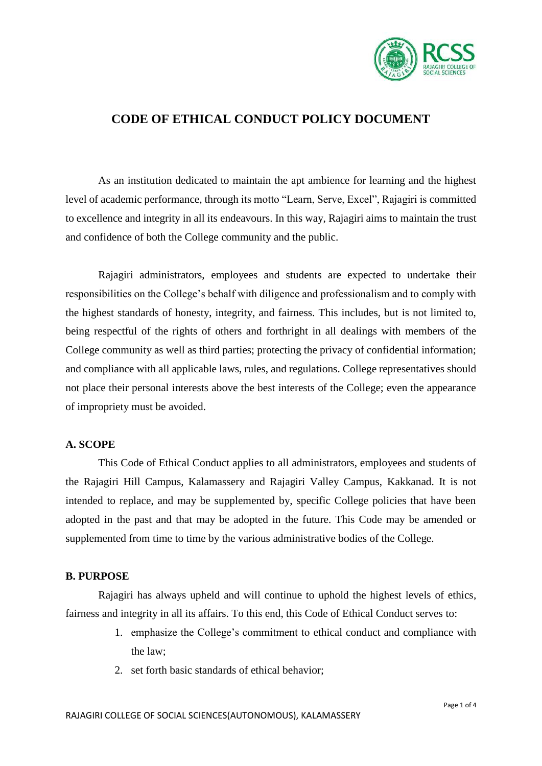# CODE OF ETHICAL CONDUCT POLICY DOCUMENT

As an institution dedicated to maintain the apt ambience for learning and the highest level of academic performance, through its motto "Learn, Serve, Excel", Rajagiri is committed to excellence and integrity in all its endeavours. In this way, Rajagiri aims to maintain the trust and confidence of both the College community and the public.

Rajagiri administrators, employees and students are expected to undertake their responsibilities on the College's behalf with diligence and professionalism and to comply with the highest standards of honesty, integrity, and fairness. This includes, but is not limited to, being respectful of the rights of others and forthright in all dealings with members of the College community as well as third parties; protecting the privacy of confidential information; and compliance with all applicable laws, rules, and regulations. College representatives should not place their personal interests above the best interests of the College; even the appearance of impropriety must be avoided.

## A. SCOPE

This Code of Ethical Conduct applies to all administrators, employees and students of the Rajagiri Hill Campus, Kalamassery and Rajagiri Valley Campus, Kakkanad. It is not intended to replace, and may be supplemented by, specific College policies that have been adopted in the past and that may be adopted in the future. This Code may be amended or supplemented from time to time by the various administrative bodies of the College.

## B. PURPOSE

Rajagiri has always upheld and will continue to uphold the highest levels of ethics, fairness and integrity in all its affairs. To this end, this Code of Ethical Conduct serves to:

1. emphasize the College's commitment to ethical conduct and compliance with the law;
2. set forth basic standards of ethical behavior;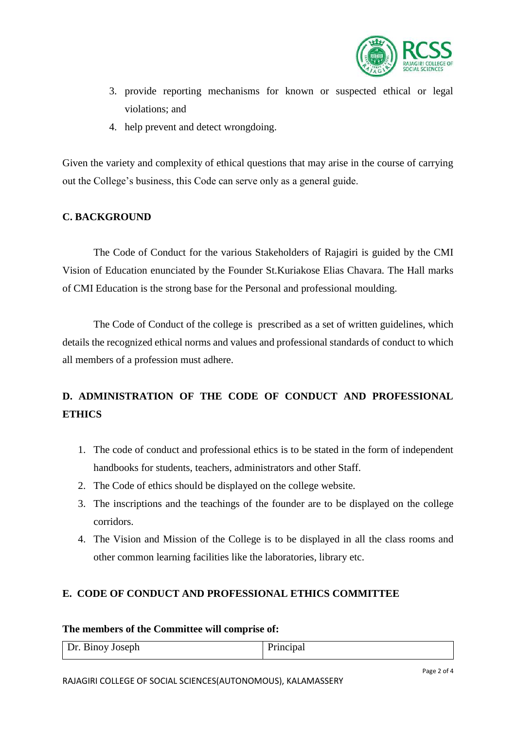3. provide reporting mechanisms for known or suspected ethical or legal violations; and
4. help prevent and detect wrongdoing.

Given the variety and complexity of ethical questions that may arise in the course of carrying out the College's business, this Code can serve only as a general guide.

## C. BACKGROUND

The Code of Conduct for the various Stakeholders of Rajagiri is guided by the CMI Vision of Education enunciated by the Founder St.Kuriakose Elias Chavara. The Hall marks of CMI Education is the strong base for the Personal and professional moulding.

The Code of Conduct of the college is prescribed as a set of written guidelines, which details the recognized ethical norms and values and professional standards of conduct to which all members of a profession must adhere.

## D. ADMINISTRATION OF THE CODE OF CONDUCT AND PROFESSIONAL ETHICS

1. The code of conduct and professional ethics is to be stated in the form of independent handbooks for students, teachers, administrators and other Staff.
2. The Code of ethics should be displayed on the college website.
3. The inscriptions and the teachings of the founder are to be displayed on the college corridors.
4. The Vision and Mission of the College is to be displayed in all the class rooms and other common learning facilities like the laboratories, library etc.

## E. CODE OF CONDUCT AND PROFESSIONAL ETHICS COMMITTEE

**The members of the Committee will comprise of:**

| Dr. Binoy Joseph | Principal |
|---|---|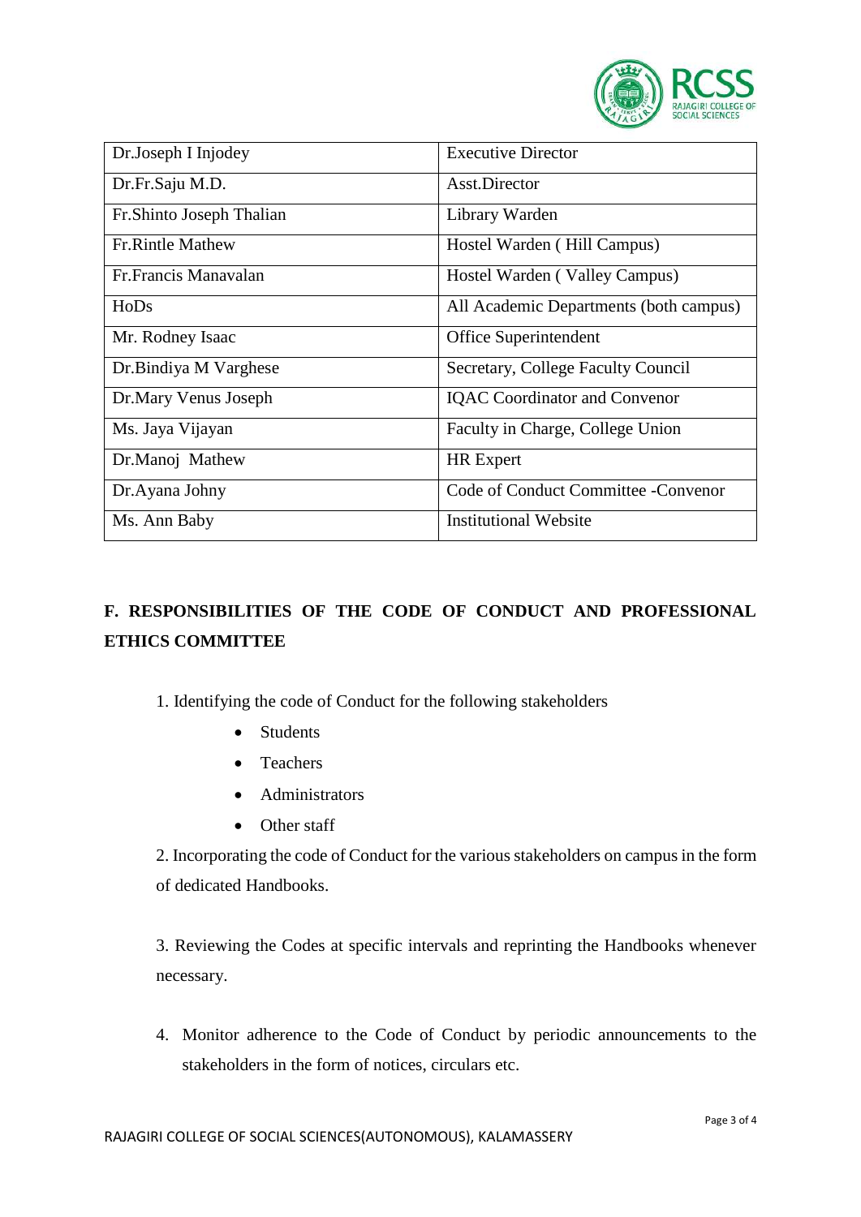| Dr.Joseph I Injodey | Executive Director |
|---|---|
| Dr.Fr.Saju M.D. | Asst.Director |
| Fr.Shinto Joseph Thalian | Library Warden |
| Fr.Rintle Mathew | Hostel Warden ( Hill Campus) |
| Fr.Francis Manavalan | Hostel Warden ( Valley Campus) |
| HoDs | All Academic Departments (both campus) |
| Mr. Rodney Isaac | Office Superintendent |
| Dr.Bindiya M Varghese | Secretary, College Faculty Council |
| Dr.Mary Venus Joseph | IQAC Coordinator and Convenor |
| Ms. Jaya Vijayan | Faculty in Charge, College Union |
| Dr.Manoj Mathew | HR Expert |
| Dr.Ayana Johny | Code of Conduct Committee -Convenor |
| Ms. Ann Baby | Institutional Website |

## F. RESPONSIBILITIES OF THE CODE OF CONDUCT AND PROFESSIONAL ETHICS COMMITTEE

1. Identifying the code of Conduct for the following stakeholders
   - Students
   - Teachers
   - Administrators
   - Other staff

2. Incorporating the code of Conduct for the various stakeholders on campus in the form of dedicated Handbooks.

3. Reviewing the Codes at specific intervals and reprinting the Handbooks whenever necessary.

4. Monitor adherence to the Code of Conduct by periodic announcements to the stakeholders in the form of notices, circulars etc.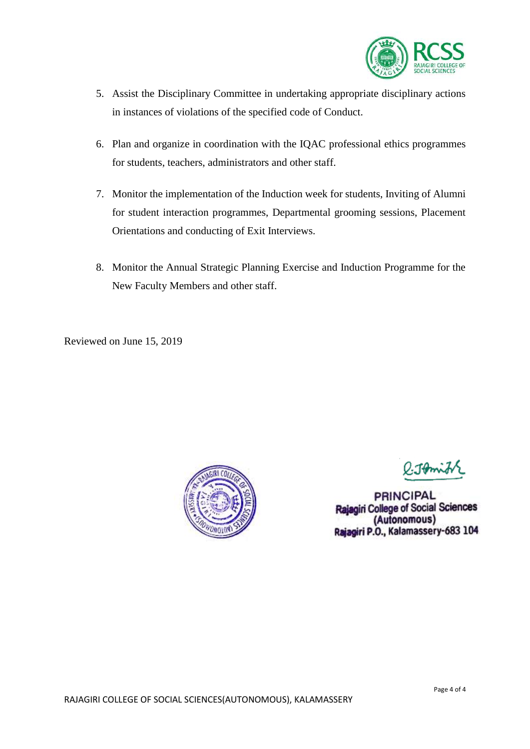5. Assist the Disciplinary Committee in undertaking appropriate disciplinary actions in instances of violations of the specified code of Conduct.

6. Plan and organize in coordination with the IQAC professional ethics programmes for students, teachers, administrators and other staff.

7. Monitor the implementation of the Induction week for students, Inviting of Alumni for student interaction programmes, Departmental grooming sessions, Placement Orientations and conducting of Exit Interviews.

8. Monitor the Annual Strategic Planning Exercise and Induction Programme for the New Faculty Members and other staff.

Reviewed on June 15, 2019

PRINCIPAL
Rajagiri College of Social Sciences
(Autonomous)
Rajagiri P.O., Kalamassery-683 104